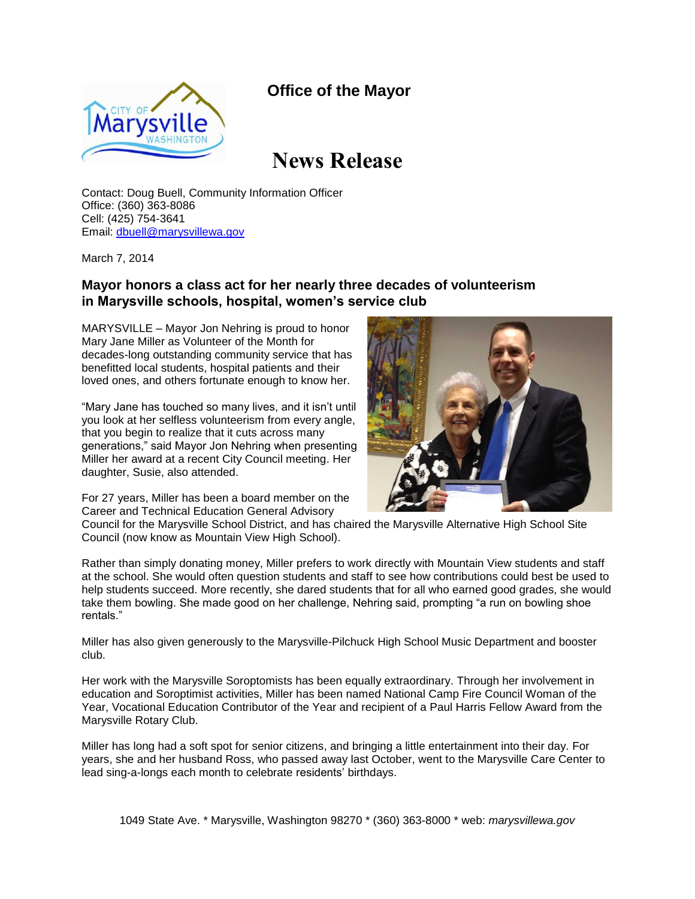# Office of the Mayor

# News Release

Contact: Doug Buell, Community Information Officer
Office: (360) 363-8086
Cell: (425) 754-3641
Email: dbuell@marysvillewa.gov

March 7, 2014

## Mayor honors a class act for her nearly three decades of volunteerism in Marysville schools, hospital, women's service club

MARYSVILLE – Mayor Jon Nehring is proud to honor Mary Jane Miller as Volunteer of the Month for decades-long outstanding community service that has benefitted local students, hospital patients and their loved ones, and others fortunate enough to know her.

"Mary Jane has touched so many lives, and it isn't until you look at her selfless volunteerism from every angle, that you begin to realize that it cuts across many generations," said Mayor Jon Nehring when presenting Miller her award at a recent City Council meeting. Her daughter, Susie, also attended.

For 27 years, Miller has been a board member on the Career and Technical Education General Advisory Council for the Marysville School District, and has chaired the Marysville Alternative High School Site Council (now know as Mountain View High School).

Rather than simply donating money, Miller prefers to work directly with Mountain View students and staff at the school. She would often question students and staff to see how contributions could best be used to help students succeed. More recently, she dared students that for all who earned good grades, she would take them bowling. She made good on her challenge, Nehring said, prompting "a run on bowling shoe rentals."

Miller has also given generously to the Marysville-Pilchuck High School Music Department and booster club.

Her work with the Marysville Soroptomists has been equally extraordinary. Through her involvement in education and Soroptimist activities, Miller has been named National Camp Fire Council Woman of the Year, Vocational Education Contributor of the Year and recipient of a Paul Harris Fellow Award from the Marysville Rotary Club.

Miller has long had a soft spot for senior citizens, and bringing a little entertainment into their day. For years, she and her husband Ross, who passed away last October, went to the Marysville Care Center to lead sing-a-longs each month to celebrate residents' birthdays.

1049 State Ave. * Marysville, Washington 98270 * (360) 363-8000 * web: *marysvillewa.gov*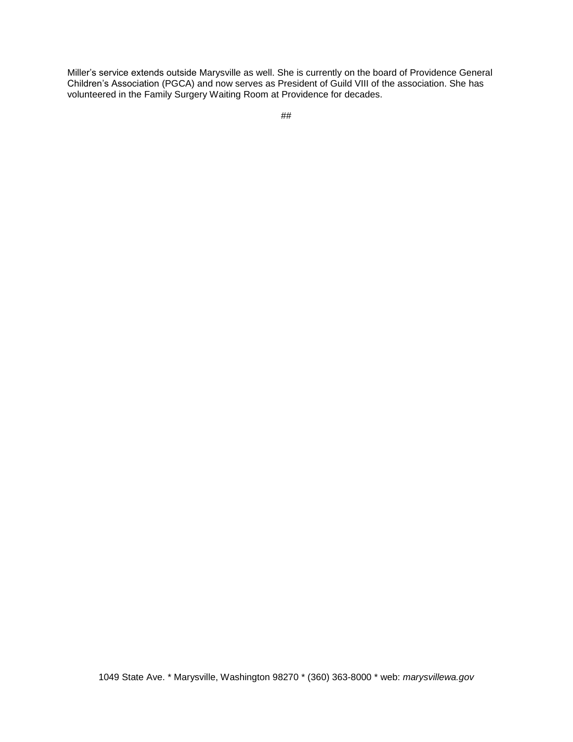Miller's service extends outside Marysville as well. She is currently on the board of Providence General Children's Association (PGCA) and now serves as President of Guild VIII of the association. She has volunteered in the Family Surgery Waiting Room at Providence for decades.

##